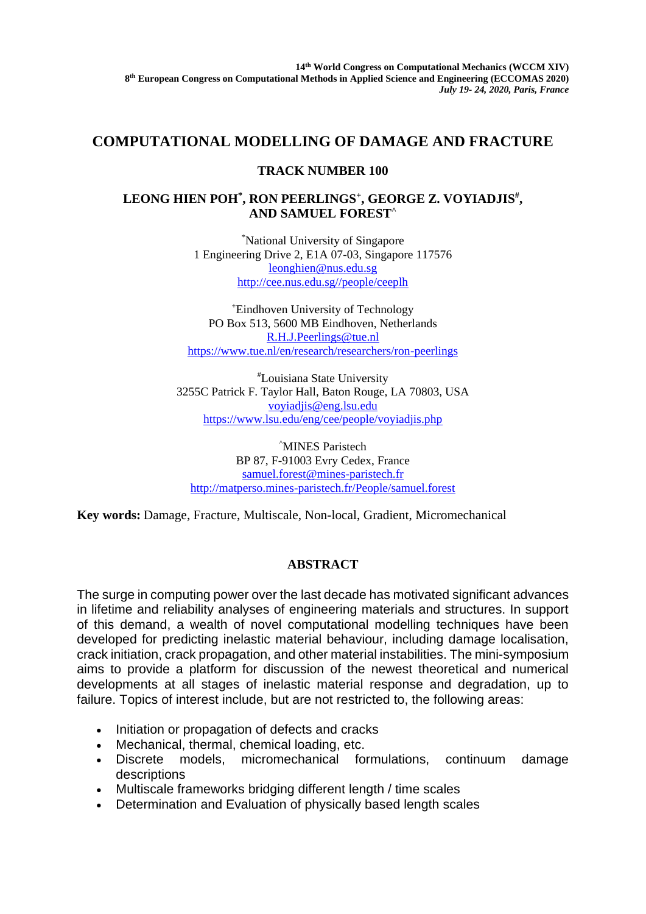14th World Congress on Computational Mechanics (WCCM XIV)
8th European Congress on Computational Methods in Applied Science and Engineering (ECCOMAS 2020)
*July 19- 24, 2020, Paris, France*

# COMPUTATIONAL MODELLING OF DAMAGE AND FRACTURE

## TRACK NUMBER 100

**LEONG HIEN POH[*], RON PEERLINGS[+], GEORGE Z. VOYIADJIS[#], AND SAMUEL FOREST[^]**

[*]National University of Singapore
1 Engineering Drive 2, E1A 07-03, Singapore 117576
leonghien@nus.edu.sg
http://cee.nus.edu.sg//people/ceeplh

[+]Eindhoven University of Technology
PO Box 513, 5600 MB Eindhoven, Netherlands
R.H.J.Peerlings@tue.nl
https://www.tue.nl/en/research/researchers/ron-peerlings

[#]Louisiana State University
3255C Patrick F. Taylor Hall, Baton Rouge, LA 70803, USA
voyiadjis@eng.lsu.edu
https://www.lsu.edu/eng/cee/people/voyiadjis.php

[^]MINES Paristech
BP 87, F-91003 Evry Cedex, France
samuel.forest@mines-paristech.fr
http://matperso.mines-paristech.fr/People/samuel.forest

**Key words:** Damage, Fracture, Multiscale, Non-local, Gradient, Micromechanical

## ABSTRACT

The surge in computing power over the last decade has motivated significant advances in lifetime and reliability analyses of engineering materials and structures. In support of this demand, a wealth of novel computational modelling techniques have been developed for predicting inelastic material behaviour, including damage localisation, crack initiation, crack propagation, and other material instabilities. The mini-symposium aims to provide a platform for discussion of the newest theoretical and numerical developments at all stages of inelastic material response and degradation, up to failure. Topics of interest include, but are not restricted to, the following areas:

- Initiation or propagation of defects and cracks
- Mechanical, thermal, chemical loading, etc.
- Discrete models, micromechanical formulations, continuum damage descriptions
- Multiscale frameworks bridging different length / time scales
- Determination and Evaluation of physically based length scales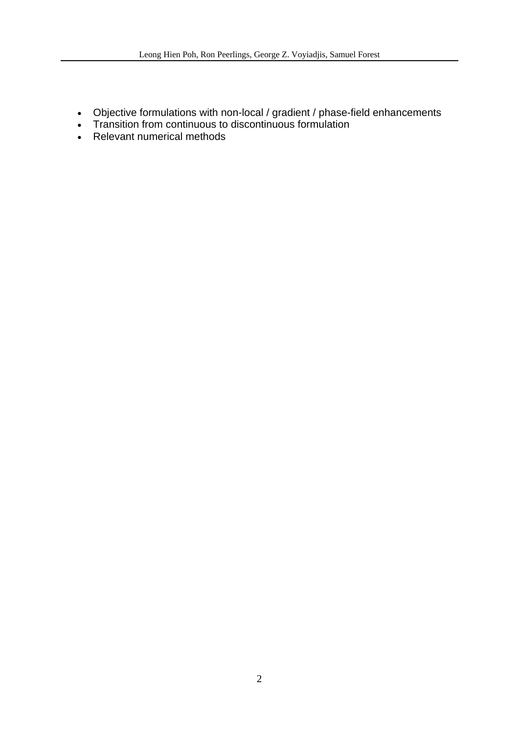- Objective formulations with non-local / gradient / phase-field enhancements
- Transition from continuous to discontinuous formulation
- Relevant numerical methods